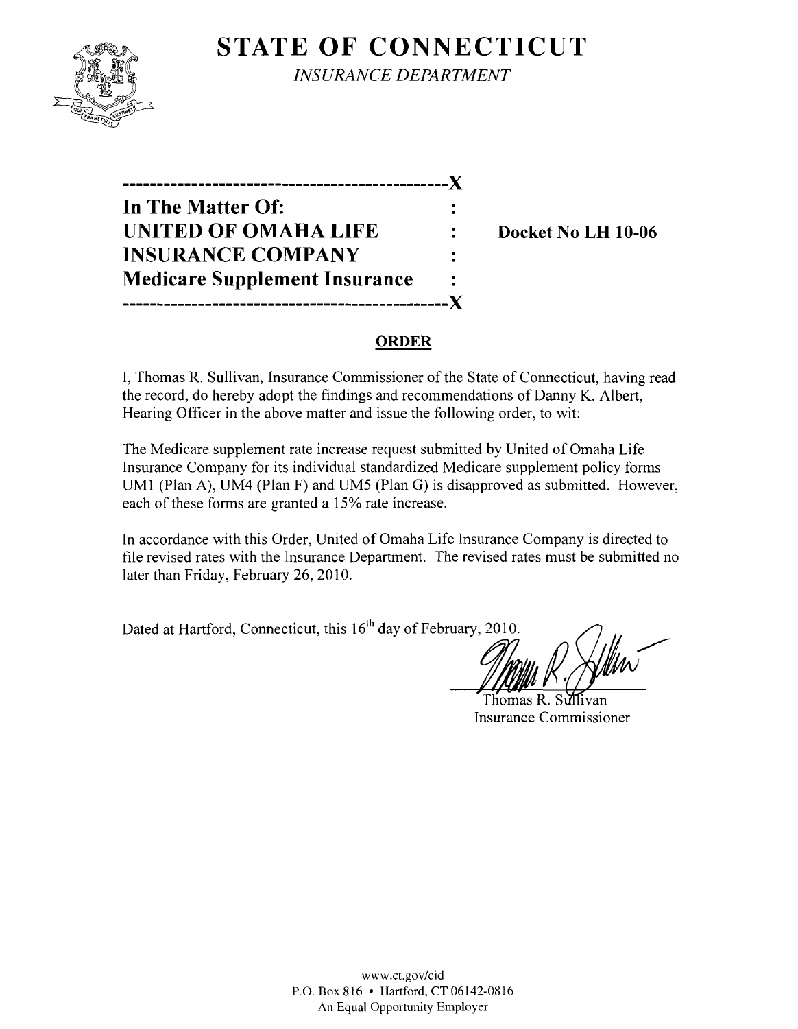# STATE OF CONNECTICUT

*INSURANCE DEPARTMENT*

---

**In The Matter Of:**
**UNITED OF OMAHA LIFE INSURANCE COMPANY**
**Medicare Supplement Insurance**

**Docket No LH 10-06**

---

## ORDER

I, Thomas R. Sullivan, Insurance Commissioner of the State of Connecticut, having read the record, do hereby adopt the findings and recommendations of Danny K. Albert, Hearing Officer in the above matter and issue the following order, to wit:

The Medicare supplement rate increase request submitted by United of Omaha Life Insurance Company for its individual standardized Medicare supplement policy forms UM1 (Plan A), UM4 (Plan F) and UM5 (Plan G) is disapproved as submitted. However, each of these forms are granted a 15% rate increase.

In accordance with this Order, United of Omaha Life Insurance Company is directed to file revised rates with the Insurance Department. The revised rates must be submitted no later than Friday, February 26, 2010.

Dated at Hartford, Connecticut, this 16th day of February, 2010.

Thomas R. Sullivan
Insurance Commissioner

www.ct.gov/cid
P.O. Box 816 • Hartford, CT 06142-0816
An Equal Opportunity Employer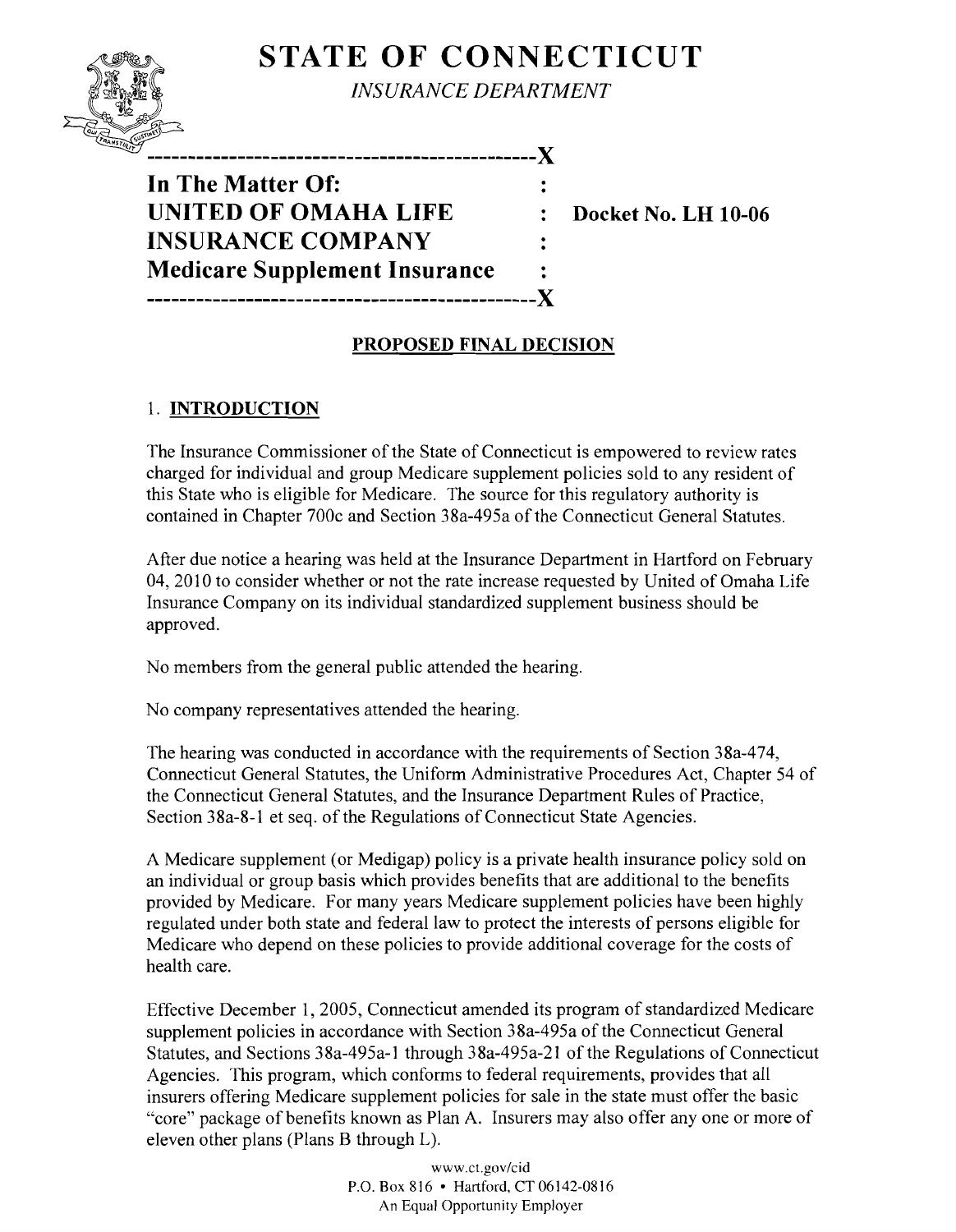# STATE OF CONNECTICUT

*INSURANCE DEPARTMENT*

-----------------------------------------------X

**In The Matter Of:** :
**UNITED OF OMAHA LIFE** : **Docket No. LH 10-06**
**INSURANCE COMPANY** :
**Medicare Supplement Insurance** :

-----------------------------------------------X

## PROPOSED FINAL DECISION

### 1. INTRODUCTION

The Insurance Commissioner of the State of Connecticut is empowered to review rates charged for individual and group Medicare supplement policies sold to any resident of this State who is eligible for Medicare. The source for this regulatory authority is contained in Chapter 700c and Section 38a-495a of the Connecticut General Statutes.

After due notice a hearing was held at the Insurance Department in Hartford on February 04, 2010 to consider whether or not the rate increase requested by United of Omaha Life Insurance Company on its individual standardized supplement business should be approved.

No members from the general public attended the hearing.

No company representatives attended the hearing.

The hearing was conducted in accordance with the requirements of Section 38a-474, Connecticut General Statutes, the Uniform Administrative Procedures Act, Chapter 54 of the Connecticut General Statutes, and the Insurance Department Rules of Practice, Section 38a-8-1 et seq. of the Regulations of Connecticut State Agencies.

A Medicare supplement (or Medigap) policy is a private health insurance policy sold on an individual or group basis which provides benefits that are additional to the benefits provided by Medicare. For many years Medicare supplement policies have been highly regulated under both state and federal law to protect the interests of persons eligible for Medicare who depend on these policies to provide additional coverage for the costs of health care.

Effective December 1, 2005, Connecticut amended its program of standardized Medicare supplement policies in accordance with Section 38a-495a of the Connecticut General Statutes, and Sections 38a-495a-1 through 38a-495a-21 of the Regulations of Connecticut Agencies. This program, which conforms to federal requirements, provides that all insurers offering Medicare supplement policies for sale in the state must offer the basic "core" package of benefits known as Plan A. Insurers may also offer any one or more of eleven other plans (Plans B through L).

www.ct.gov/cid
P.O. Box 816 • Hartford, CT 06142-0816
An Equal Opportunity Employer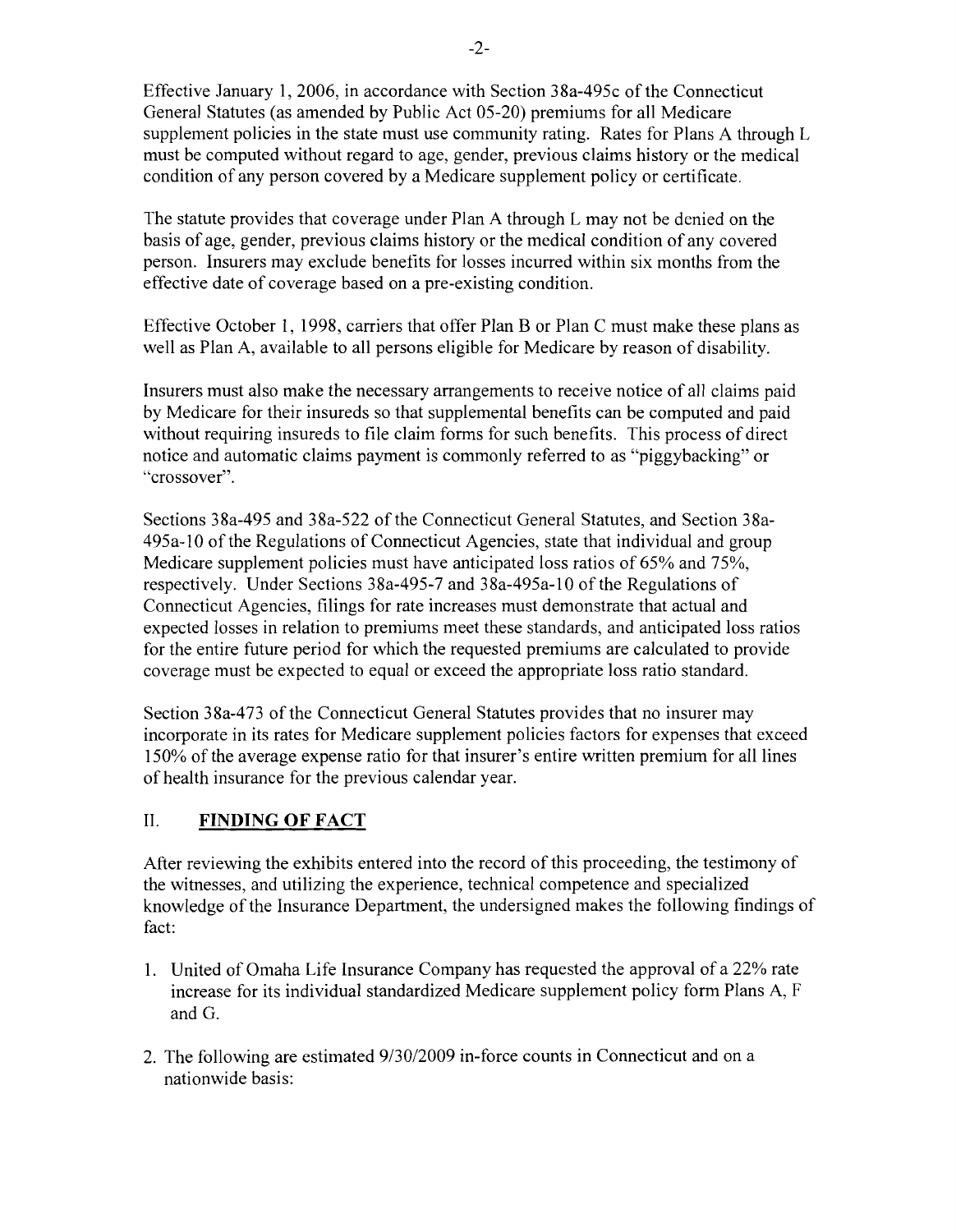Effective January 1, 2006, in accordance with Section 38a-495c of the Connecticut General Statutes (as amended by Public Act 05-20) premiums for all Medicare supplement policies in the state must use community rating. Rates for Plans A through L must be computed without regard to age, gender, previous claims history or the medical condition of any person covered by a Medicare supplement policy or certificate.

The statute provides that coverage under Plan A through L may not be denied on the basis of age, gender, previous claims history or the medical condition of any covered person. Insurers may exclude benefits for losses incurred within six months from the effective date of coverage based on a pre-existing condition.

Effective October 1, 1998, carriers that offer Plan B or Plan C must make these plans as well as Plan A, available to all persons eligible for Medicare by reason of disability.

Insurers must also make the necessary arrangements to receive notice of all claims paid by Medicare for their insureds so that supplemental benefits can be computed and paid without requiring insureds to file claim forms for such benefits. This process of direct notice and automatic claims payment is commonly referred to as "piggybacking" or "crossover".

Sections 38a-495 and 38a-522 of the Connecticut General Statutes, and Section 38a-495a-10 of the Regulations of Connecticut Agencies, state that individual and group Medicare supplement policies must have anticipated loss ratios of 65% and 75%, respectively. Under Sections 38a-495-7 and 38a-495a-10 of the Regulations of Connecticut Agencies, filings for rate increases must demonstrate that actual and expected losses in relation to premiums meet these standards, and anticipated loss ratios for the entire future period for which the requested premiums are calculated to provide coverage must be expected to equal or exceed the appropriate loss ratio standard.

Section 38a-473 of the Connecticut General Statutes provides that no insurer may incorporate in its rates for Medicare supplement policies factors for expenses that exceed 150% of the average expense ratio for that insurer's entire written premium for all lines of health insurance for the previous calendar year.

## II. FINDING OF FACT

After reviewing the exhibits entered into the record of this proceeding, the testimony of the witnesses, and utilizing the experience, technical competence and specialized knowledge of the Insurance Department, the undersigned makes the following findings of fact:

1. United of Omaha Life Insurance Company has requested the approval of a 22% rate increase for its individual standardized Medicare supplement policy form Plans A, F and G.

2. The following are estimated 9/30/2009 in-force counts in Connecticut and on a nationwide basis: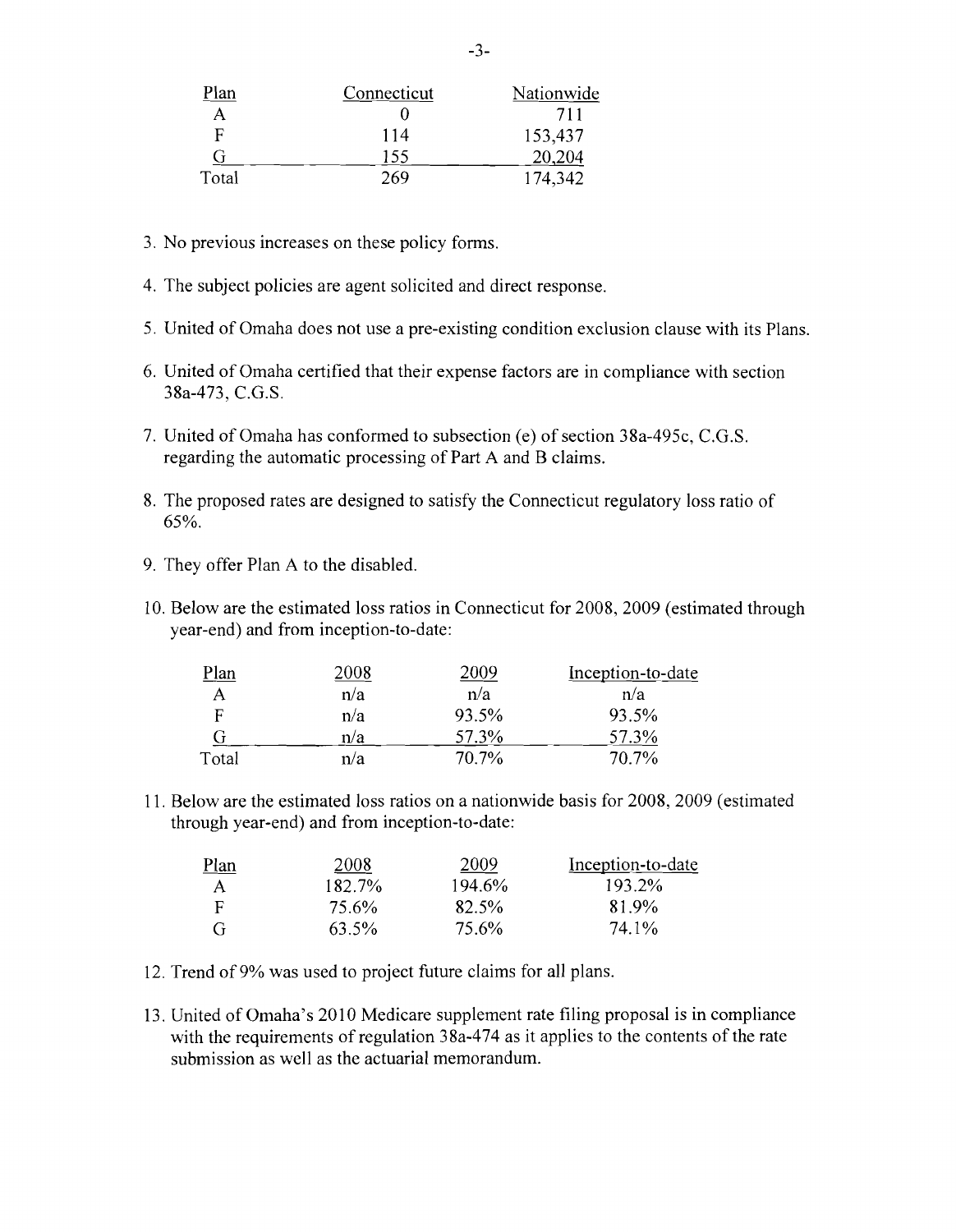| Plan | Connecticut | Nationwide |
|---|---|---|
| A | 0 | 711 |
| F | 114 | 153,437 |
| G | 155 | 20,204 |
| Total | 269 | 174,342 |

3. No previous increases on these policy forms.

4. The subject policies are agent solicited and direct response.

5. United of Omaha does not use a pre-existing condition exclusion clause with its Plans.

6. United of Omaha certified that their expense factors are in compliance with section 38a-473, C.G.S.

7. United of Omaha has conformed to subsection (e) of section 38a-495c, C.G.S. regarding the automatic processing of Part A and B claims.

8. The proposed rates are designed to satisfy the Connecticut regulatory loss ratio of 65%.

9. They offer Plan A to the disabled.

10. Below are the estimated loss ratios in Connecticut for 2008, 2009 (estimated through year-end) and from inception-to-date:

| Plan | 2008 | 2009 | Inception-to-date |
|---|---|---|---|
| A | n/a | n/a | n/a |
| F | n/a | 93.5% | 93.5% |
| G | n/a | 57.3% | 57.3% |
| Total | n/a | 70.7% | 70.7% |

11. Below are the estimated loss ratios on a nationwide basis for 2008, 2009 (estimated through year-end) and from inception-to-date:

| Plan | 2008 | 2009 | Inception-to-date |
|---|---|---|---|
| A | 182.7% | 194.6% | 193.2% |
| F | 75.6% | 82.5% | 81.9% |
| G | 63.5% | 75.6% | 74.1% |

12. Trend of 9% was used to project future claims for all plans.

13. United of Omaha's 2010 Medicare supplement rate filing proposal is in compliance with the requirements of regulation 38a-474 as it applies to the contents of the rate submission as well as the actuarial memorandum.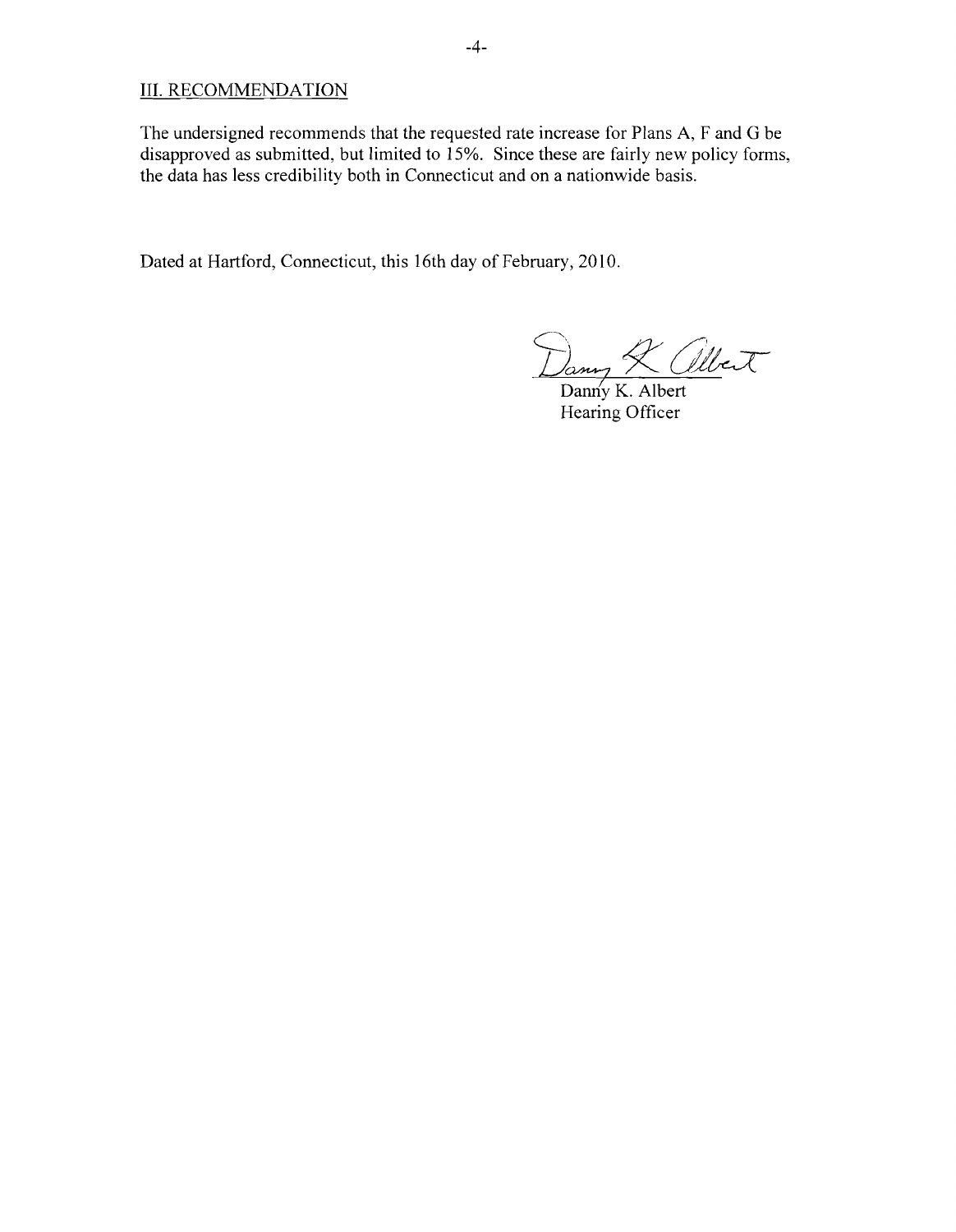## III. RECOMMENDATION

The undersigned recommends that the requested rate increase for Plans A, F and G be disapproved as submitted, but limited to 15%. Since these are fairly new policy forms, the data has less credibility both in Connecticut and on a nationwide basis.

Dated at Hartford, Connecticut, this 16th day of February, 2010.

Danny K. Albert
Hearing Officer